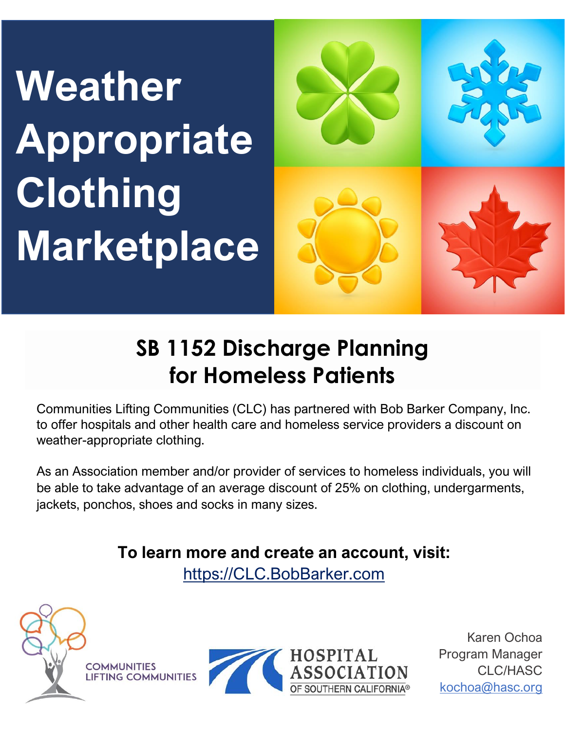# Weather Appropriate Clothing Marketplace

## SB 1152 Discharge Planning for Homeless Patients

Communities Lifting Communities (CLC) has partnered with Bob Barker Company, Inc. to offer hospitals and other health care and homeless service providers a discount on weather-appropriate clothing.

As an Association member and/or provider of services to homeless individuals, you will be able to take advantage of an average discount of 25% on clothing, undergarments, jackets, ponchos, shoes and socks in many sizes.

**To learn more and create an account, visit:**
https://CLC.BobBarker.com

COMMUNITIES LIFTING COMMUNITIES

HOSPITAL ASSOCIATION OF SOUTHERN CALIFORNIA®

Karen Ochoa
Program Manager
CLC/HASC
kochoa@hasc.org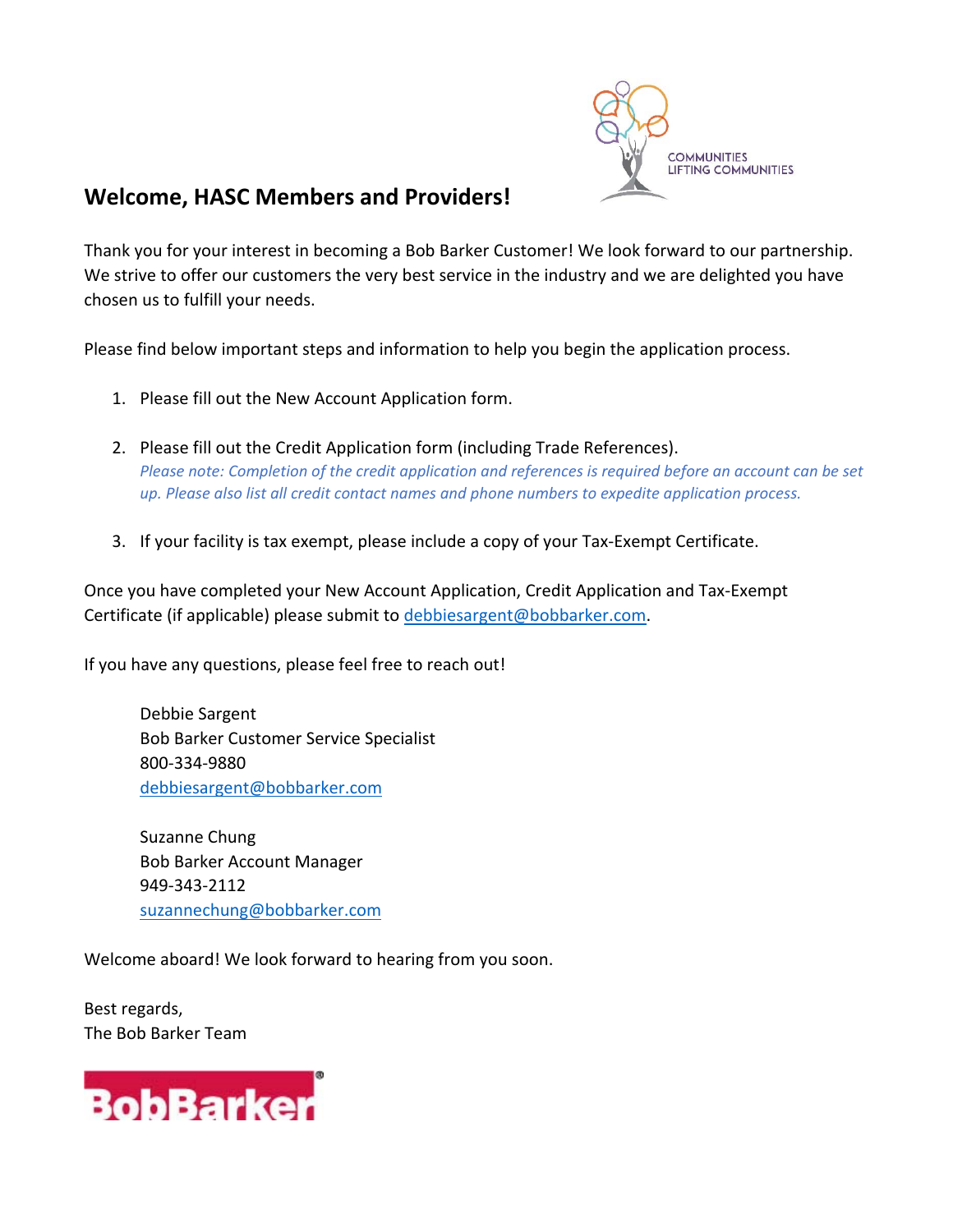COMMUNITIES LIFTING COMMUNITIES

## Welcome, HASC Members and Providers!

Thank you for your interest in becoming a Bob Barker Customer! We look forward to our partnership. We strive to offer our customers the very best service in the industry and we are delighted you have chosen us to fulfill your needs.

Please find below important steps and information to help you begin the application process.

1. Please fill out the New Account Application form.

2. Please fill out the Credit Application form (including Trade References).
   *Please note: Completion of the credit application and references is required before an account can be set up. Please also list all credit contact names and phone numbers to expedite application process.*

3. If your facility is tax exempt, please include a copy of your Tax-Exempt Certificate.

Once you have completed your New Account Application, Credit Application and Tax-Exempt Certificate (if applicable) please submit to debbiesargent@bobbarker.com.

If you have any questions, please feel free to reach out!

Debbie Sargent
Bob Barker Customer Service Specialist
800-334-9880
debbiesargent@bobbarker.com

Suzanne Chung
Bob Barker Account Manager
949-343-2112
suzannechung@bobbarker.com

Welcome aboard! We look forward to hearing from you soon.

Best regards,
The Bob Barker Team

BobBarker®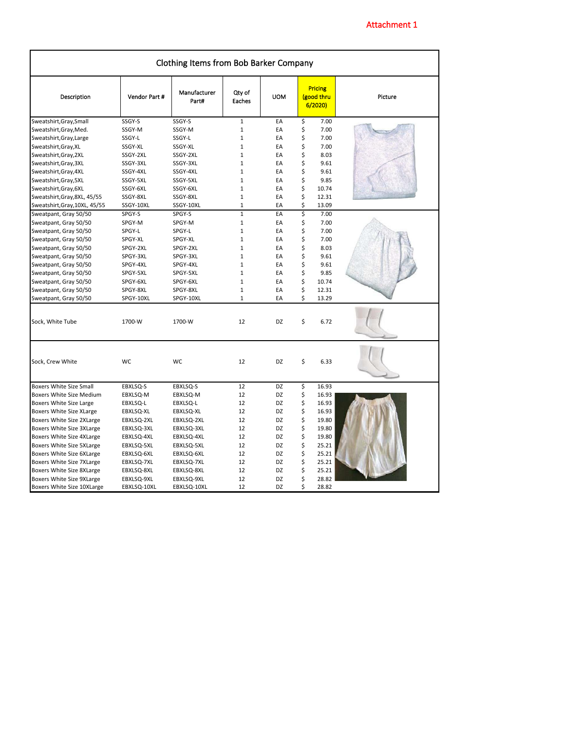Attachment 1

| Clothing Items from Bob Barker Company | | | | | | |
|---|---|---|---|---|---|---|
| Description | Vendor Part # | Manufacturer Part# | Qty of Eaches | UOM | Pricing (good thru 6/2020) | Picture |
| Sweatshirt,Gray,Small | SSGY-S | SSGY-S | 1 | EA | $ 7.00 | |
| Sweatshirt,Gray,Med. | SSGY-M | SSGY-M | 1 | EA | $ 7.00 | |
| Sweatshirt,Gray,Large | SSGY-L | SSGY-L | 1 | EA | $ 7.00 | |
| Sweatshirt,Gray,XL | SSGY-XL | SSGY-XL | 1 | EA | $ 7.00 | |
| Sweatshirt,Gray,2XL | SSGY-2XL | SSGY-2XL | 1 | EA | $ 8.03 | |
| Sweatshirt,Gray,3XL | SSGY-3XL | SSGY-3XL | 1 | EA | $ 9.61 | |
| Sweatshirt,Gray,4XL | SSGY-4XL | SSGY-4XL | 1 | EA | $ 9.61 | |
| Sweatshirt,Gray,5XL | SSGY-5XL | SSGY-5XL | 1 | EA | $ 9.85 | |
| Sweatshirt,Gray,6XL | SSGY-6XL | SSGY-6XL | 1 | EA | $ 10.74 | |
| Sweatshirt,Gray,8XL, 45/55 | SSGY-8XL | SSGY-8XL | 1 | EA | $ 12.31 | |
| Sweatshirt,Gray,10XL, 45/55 | SSGY-10XL | SSGY-10XL | 1 | EA | $ 13.09 | |
| Sweatpant, Gray 50/50 | SPGY-S | SPGY-S | 1 | EA | $ 7.00 | |
| Sweatpant, Gray 50/50 | SPGY-M | SPGY-M | 1 | EA | $ 7.00 | |
| Sweatpant, Gray 50/50 | SPGY-L | SPGY-L | 1 | EA | $ 7.00 | |
| Sweatpant, Gray 50/50 | SPGY-XL | SPGY-XL | 1 | EA | $ 7.00 | |
| Sweatpant, Gray 50/50 | SPGY-2XL | SPGY-2XL | 1 | EA | $ 8.03 | |
| Sweatpant, Gray 50/50 | SPGY-3XL | SPGY-3XL | 1 | EA | $ 9.61 | |
| Sweatpant, Gray 50/50 | SPGY-4XL | SPGY-4XL | 1 | EA | $ 9.61 | |
| Sweatpant, Gray 50/50 | SPGY-5XL | SPGY-5XL | 1 | EA | $ 9.85 | |
| Sweatpant, Gray 50/50 | SPGY-6XL | SPGY-6XL | 1 | EA | $ 10.74 | |
| Sweatpant, Gray 50/50 | SPGY-8XL | SPGY-8XL | 1 | EA | $ 12.31 | |
| Sweatpant, Gray 50/50 | SPGY-10XL | SPGY-10XL | 1 | EA | $ 13.29 | |
| Sock, White Tube | 1700-W | 1700-W | 12 | DZ | $ 6.72 | |
| Sock, Crew White | WC | WC | 12 | DZ | $ 6.33 | |
| Boxers White Size Small | EBXLSQ-S | EBXLSQ-S | 12 | DZ | $ 16.93 | |
| Boxers White Size Medium | EBXLSQ-M | EBXLSQ-M | 12 | DZ | $ 16.93 | |
| Boxers White Size Large | EBXLSQ-L | EBXLSQ-L | 12 | DZ | $ 16.93 | |
| Boxers White Size XLarge | EBXLSQ-XL | EBXLSQ-XL | 12 | DZ | $ 16.93 | |
| Boxers White Size 2XLarge | EBXLSQ-2XL | EBXLSQ-2XL | 12 | DZ | $ 19.80 | |
| Boxers White Size 3XLarge | EBXLSQ-3XL | EBXLSQ-3XL | 12 | DZ | $ 19.80 | |
| Boxers White Size 4XLarge | EBXLSQ-4XL | EBXLSQ-4XL | 12 | DZ | $ 19.80 | |
| Boxers White Size 5XLarge | EBXLSQ-5XL | EBXLSQ-5XL | 12 | DZ | $ 25.21 | |
| Boxers White Size 6XLarge | EBXLSQ-6XL | EBXLSQ-6XL | 12 | DZ | $ 25.21 | |
| Boxers White Size 7XLarge | EBXLSQ-7XL | EBXLSQ-7XL | 12 | DZ | $ 25.21 | |
| Boxers White Size 8XLarge | EBXLSQ-8XL | EBXLSQ-8XL | 12 | DZ | $ 25.21 | |
| Boxers White Size 9XLarge | EBXLSQ-9XL | EBXLSQ-9XL | 12 | DZ | $ 28.82 | |
| Boxers White Size 10XLarge | EBXLSQ-10XL | EBXLSQ-10XL | 12 | DZ | $ 28.82 | |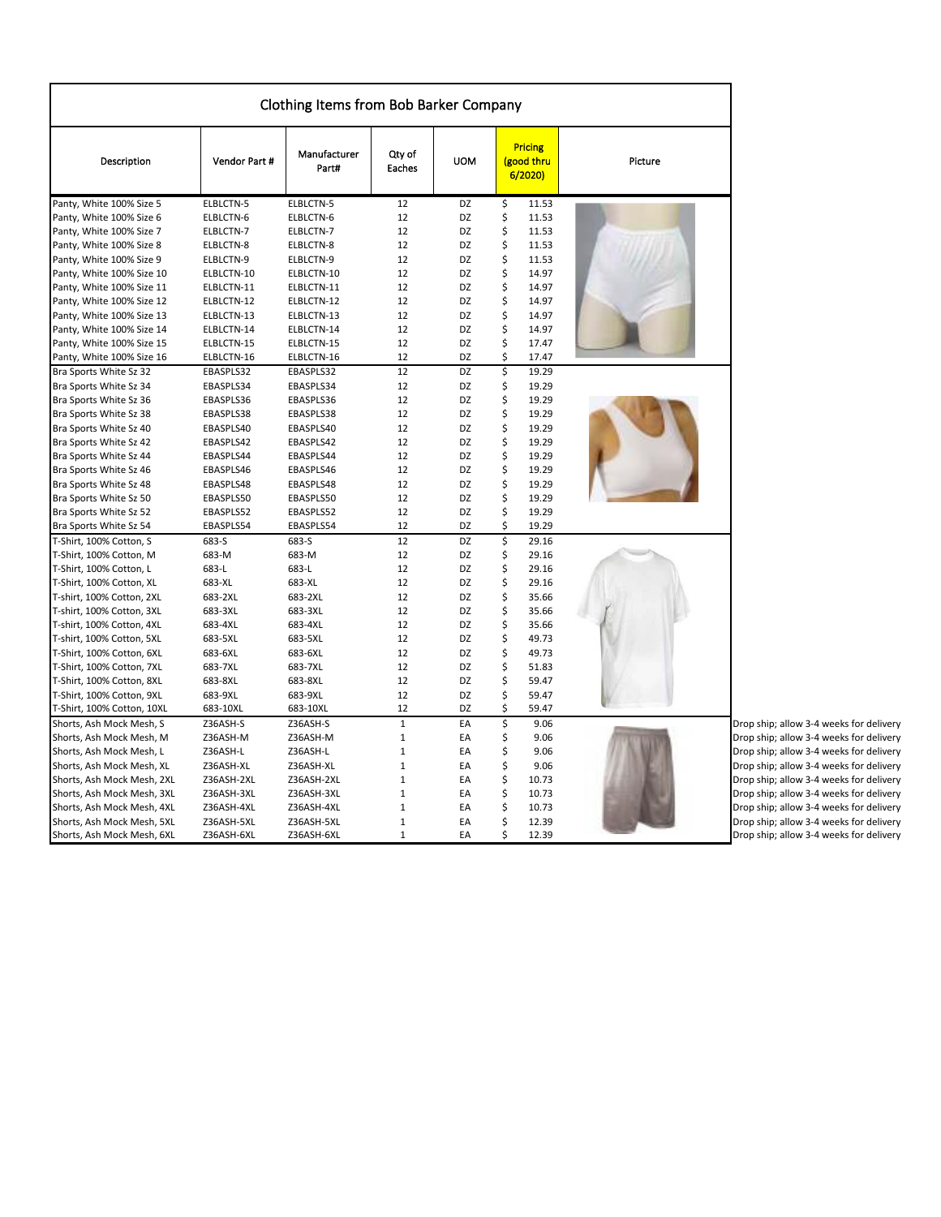# Clothing Items from Bob Barker Company

| Description | Vendor Part # | Manufacturer Part# | Qty of Eaches | UOM | Pricing (good thru 6/2020) | Picture | |
|---|---|---|---|---|---|---|---|
| Panty, White 100% Size 5 | ELBLCTN-5 | ELBLCTN-5 | 12 | DZ | $ 11.53 | | |
| Panty, White 100% Size 6 | ELBLCTN-6 | ELBLCTN-6 | 12 | DZ | $ 11.53 | | |
| Panty, White 100% Size 7 | ELBLCTN-7 | ELBLCTN-7 | 12 | DZ | $ 11.53 | | |
| Panty, White 100% Size 8 | ELBLCTN-8 | ELBLCTN-8 | 12 | DZ | $ 11.53 | | |
| Panty, White 100% Size 9 | ELBLCTN-9 | ELBLCTN-9 | 12 | DZ | $ 11.53 | | |
| Panty, White 100% Size 10 | ELBLCTN-10 | ELBLCTN-10 | 12 | DZ | $ 14.97 | | |
| Panty, White 100% Size 11 | ELBLCTN-11 | ELBLCTN-11 | 12 | DZ | $ 14.97 | | |
| Panty, White 100% Size 12 | ELBLCTN-12 | ELBLCTN-12 | 12 | DZ | $ 14.97 | | |
| Panty, White 100% Size 13 | ELBLCTN-13 | ELBLCTN-13 | 12 | DZ | $ 14.97 | | |
| Panty, White 100% Size 14 | ELBLCTN-14 | ELBLCTN-14 | 12 | DZ | $ 14.97 | | |
| Panty, White 100% Size 15 | ELBLCTN-15 | ELBLCTN-15 | 12 | DZ | $ 17.47 | | |
| Panty, White 100% Size 16 | ELBLCTN-16 | ELBLCTN-16 | 12 | DZ | $ 17.47 | | |
| Bra Sports White Sz 32 | EBASPLS32 | EBASPLS32 | 12 | DZ | $ 19.29 | | |
| Bra Sports White Sz 34 | EBASPLS34 | EBASPLS34 | 12 | DZ | $ 19.29 | | |
| Bra Sports White Sz 36 | EBASPLS36 | EBASPLS36 | 12 | DZ | $ 19.29 | | |
| Bra Sports White Sz 38 | EBASPLS38 | EBASPLS38 | 12 | DZ | $ 19.29 | | |
| Bra Sports White Sz 40 | EBASPLS40 | EBASPLS40 | 12 | DZ | $ 19.29 | | |
| Bra Sports White Sz 42 | EBASPLS42 | EBASPLS42 | 12 | DZ | $ 19.29 | | |
| Bra Sports White Sz 44 | EBASPLS44 | EBASPLS44 | 12 | DZ | $ 19.29 | | |
| Bra Sports White Sz 46 | EBASPLS46 | EBASPLS46 | 12 | DZ | $ 19.29 | | |
| Bra Sports White Sz 48 | EBASPLS48 | EBASPLS48 | 12 | DZ | $ 19.29 | | |
| Bra Sports White Sz 50 | EBASPLS50 | EBASPLS50 | 12 | DZ | $ 19.29 | | |
| Bra Sports White Sz 52 | EBASPLS52 | EBASPLS52 | 12 | DZ | $ 19.29 | | |
| Bra Sports White Sz 54 | EBASPLS54 | EBASPLS54 | 12 | DZ | $ 19.29 | | |
| T-Shirt, 100% Cotton, S | 683-S | 683-S | 12 | DZ | $ 29.16 | | |
| T-Shirt, 100% Cotton, M | 683-M | 683-M | 12 | DZ | $ 29.16 | | |
| T-Shirt, 100% Cotton, L | 683-L | 683-L | 12 | DZ | $ 29.16 | | |
| T-Shirt, 100% Cotton, XL | 683-XL | 683-XL | 12 | DZ | $ 29.16 | | |
| T-shirt, 100% Cotton, 2XL | 683-2XL | 683-2XL | 12 | DZ | $ 35.66 | | |
| T-shirt, 100% Cotton, 3XL | 683-3XL | 683-3XL | 12 | DZ | $ 35.66 | | |
| T-shirt, 100% Cotton, 4XL | 683-4XL | 683-4XL | 12 | DZ | $ 35.66 | | |
| T-shirt, 100% Cotton, 5XL | 683-5XL | 683-5XL | 12 | DZ | $ 49.73 | | |
| T-Shirt, 100% Cotton, 6XL | 683-6XL | 683-6XL | 12 | DZ | $ 49.73 | | |
| T-Shirt, 100% Cotton, 7XL | 683-7XL | 683-7XL | 12 | DZ | $ 51.83 | | |
| T-Shirt, 100% Cotton, 8XL | 683-8XL | 683-8XL | 12 | DZ | $ 59.47 | | |
| T-Shirt, 100% Cotton, 9XL | 683-9XL | 683-9XL | 12 | DZ | $ 59.47 | | |
| T-Shirt, 100% Cotton, 10XL | 683-10XL | 683-10XL | 12 | DZ | $ 59.47 | | |
| Shorts, Ash Mock Mesh, S | Z36ASH-S | Z36ASH-S | 1 | EA | $ 9.06 | | Drop ship; allow 3-4 weeks for delivery |
| Shorts, Ash Mock Mesh, M | Z36ASH-M | Z36ASH-M | 1 | EA | $ 9.06 | | Drop ship; allow 3-4 weeks for delivery |
| Shorts, Ash Mock Mesh, L | Z36ASH-L | Z36ASH-L | 1 | EA | $ 9.06 | | Drop ship; allow 3-4 weeks for delivery |
| Shorts, Ash Mock Mesh, XL | Z36ASH-XL | Z36ASH-XL | 1 | EA | $ 9.06 | | Drop ship; allow 3-4 weeks for delivery |
| Shorts, Ash Mock Mesh, 2XL | Z36ASH-2XL | Z36ASH-2XL | 1 | EA | $ 10.73 | | Drop ship; allow 3-4 weeks for delivery |
| Shorts, Ash Mock Mesh, 3XL | Z36ASH-3XL | Z36ASH-3XL | 1 | EA | $ 10.73 | | Drop ship; allow 3-4 weeks for delivery |
| Shorts, Ash Mock Mesh, 4XL | Z36ASH-4XL | Z36ASH-4XL | 1 | EA | $ 10.73 | | Drop ship; allow 3-4 weeks for delivery |
| Shorts, Ash Mock Mesh, 5XL | Z36ASH-5XL | Z36ASH-5XL | 1 | EA | $ 12.39 | | Drop ship; allow 3-4 weeks for delivery |
| Shorts, Ash Mock Mesh, 6XL | Z36ASH-6XL | Z36ASH-6XL | 1 | EA | $ 12.39 | | Drop ship; allow 3-4 weeks for delivery |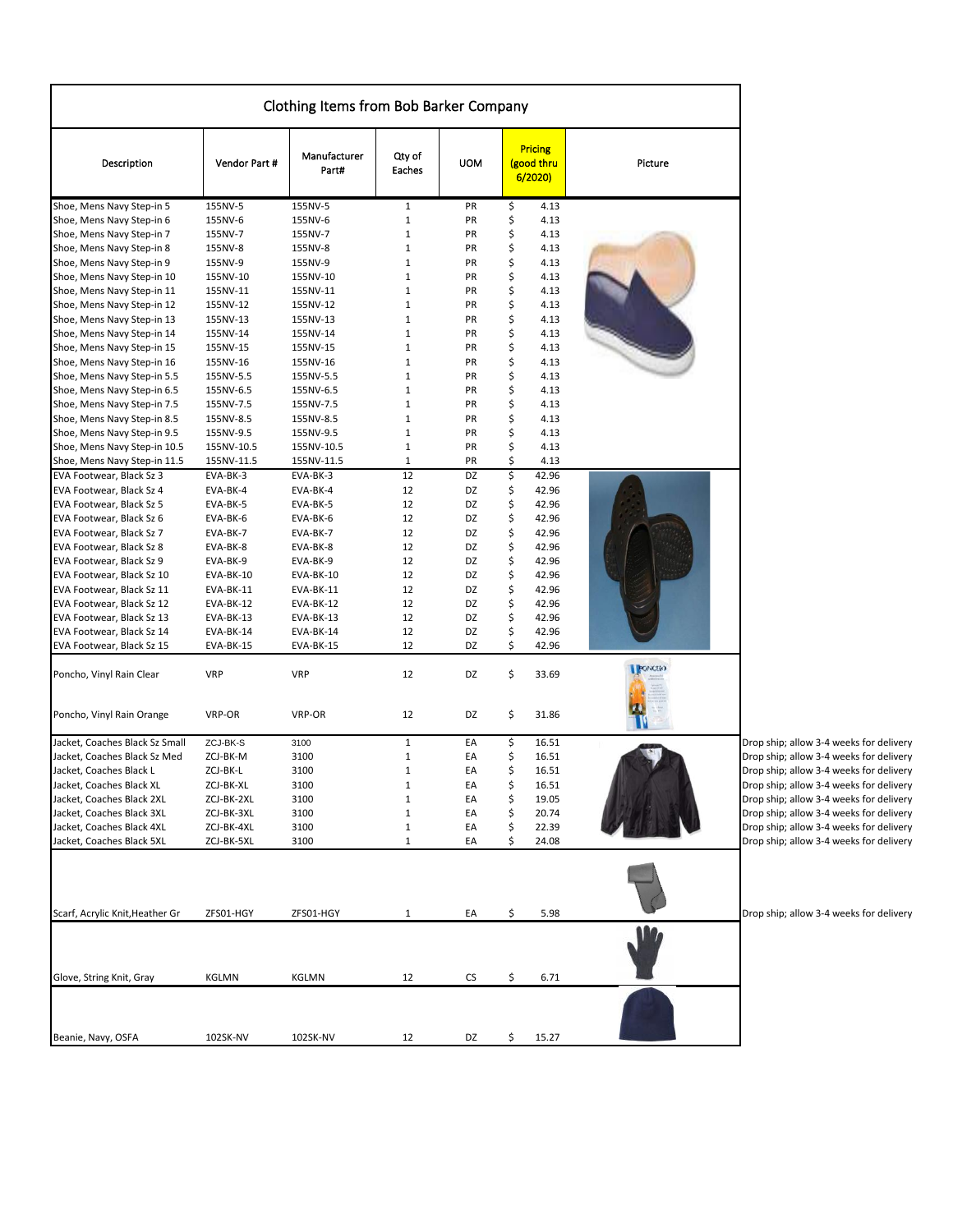# Clothing Items from Bob Barker Company

| Description | Vendor Part # | Manufacturer Part# | Qty of Eaches | UOM | Pricing (good thru 6/2020) | Picture | |
|---|---|---|---|---|---|---|---|
| Shoe, Mens Navy Step-in 5 | 155NV-5 | 155NV-5 | 1 | PR | $ 4.13 | | |
| Shoe, Mens Navy Step-in 6 | 155NV-6 | 155NV-6 | 1 | PR | $ 4.13 | | |
| Shoe, Mens Navy Step-in 7 | 155NV-7 | 155NV-7 | 1 | PR | $ 4.13 | | |
| Shoe, Mens Navy Step-in 8 | 155NV-8 | 155NV-8 | 1 | PR | $ 4.13 | | |
| Shoe, Mens Navy Step-in 9 | 155NV-9 | 155NV-9 | 1 | PR | $ 4.13 | | |
| Shoe, Mens Navy Step-in 10 | 155NV-10 | 155NV-10 | 1 | PR | $ 4.13 | | |
| Shoe, Mens Navy Step-in 11 | 155NV-11 | 155NV-11 | 1 | PR | $ 4.13 | | |
| Shoe, Mens Navy Step-in 12 | 155NV-12 | 155NV-12 | 1 | PR | $ 4.13 | | |
| Shoe, Mens Navy Step-in 13 | 155NV-13 | 155NV-13 | 1 | PR | $ 4.13 | | |
| Shoe, Mens Navy Step-in 14 | 155NV-14 | 155NV-14 | 1 | PR | $ 4.13 | | |
| Shoe, Mens Navy Step-in 15 | 155NV-15 | 155NV-15 | 1 | PR | $ 4.13 | | |
| Shoe, Mens Navy Step-in 16 | 155NV-16 | 155NV-16 | 1 | PR | $ 4.13 | | |
| Shoe, Mens Navy Step-in 5.5 | 155NV-5.5 | 155NV-5.5 | 1 | PR | $ 4.13 | | |
| Shoe, Mens Navy Step-in 6.5 | 155NV-6.5 | 155NV-6.5 | 1 | PR | $ 4.13 | | |
| Shoe, Mens Navy Step-in 7.5 | 155NV-7.5 | 155NV-7.5 | 1 | PR | $ 4.13 | | |
| Shoe, Mens Navy Step-in 8.5 | 155NV-8.5 | 155NV-8.5 | 1 | PR | $ 4.13 | | |
| Shoe, Mens Navy Step-in 9.5 | 155NV-9.5 | 155NV-9.5 | 1 | PR | $ 4.13 | | |
| Shoe, Mens Navy Step-in 10.5 | 155NV-10.5 | 155NV-10.5 | 1 | PR | $ 4.13 | | |
| Shoe, Mens Navy Step-in 11.5 | 155NV-11.5 | 155NV-11.5 | 1 | PR | $ 4.13 | | |
| EVA Footwear, Black Sz 3 | EVA-BK-3 | EVA-BK-3 | 12 | DZ | $ 42.96 | | |
| EVA Footwear, Black Sz 4 | EVA-BK-4 | EVA-BK-4 | 12 | DZ | $ 42.96 | | |
| EVA Footwear, Black Sz 5 | EVA-BK-5 | EVA-BK-5 | 12 | DZ | $ 42.96 | | |
| EVA Footwear, Black Sz 6 | EVA-BK-6 | EVA-BK-6 | 12 | DZ | $ 42.96 | | |
| EVA Footwear, Black Sz 7 | EVA-BK-7 | EVA-BK-7 | 12 | DZ | $ 42.96 | | |
| EVA Footwear, Black Sz 8 | EVA-BK-8 | EVA-BK-8 | 12 | DZ | $ 42.96 | | |
| EVA Footwear, Black Sz 9 | EVA-BK-9 | EVA-BK-9 | 12 | DZ | $ 42.96 | | |
| EVA Footwear, Black Sz 10 | EVA-BK-10 | EVA-BK-10 | 12 | DZ | $ 42.96 | | |
| EVA Footwear, Black Sz 11 | EVA-BK-11 | EVA-BK-11 | 12 | DZ | $ 42.96 | | |
| EVA Footwear, Black Sz 12 | EVA-BK-12 | EVA-BK-12 | 12 | DZ | $ 42.96 | | |
| EVA Footwear, Black Sz 13 | EVA-BK-13 | EVA-BK-13 | 12 | DZ | $ 42.96 | | |
| EVA Footwear, Black Sz 14 | EVA-BK-14 | EVA-BK-14 | 12 | DZ | $ 42.96 | | |
| EVA Footwear, Black Sz 15 | EVA-BK-15 | EVA-BK-15 | 12 | DZ | $ 42.96 | | |
| Poncho, Vinyl Rain Clear | VRP | VRP | 12 | DZ | $ 33.69 | | |
| Poncho, Vinyl Rain Orange | VRP-OR | VRP-OR | 12 | DZ | $ 31.86 | | |
| Jacket, Coaches Black Sz Small | ZCJ-BK-S | 3100 | 1 | EA | $ 16.51 | | Drop ship; allow 3-4 weeks for delivery |
| Jacket, Coaches Black Sz Med | ZCJ-BK-M | 3100 | 1 | EA | $ 16.51 | | Drop ship; allow 3-4 weeks for delivery |
| Jacket, Coaches Black L | ZCJ-BK-L | 3100 | 1 | EA | $ 16.51 | | Drop ship; allow 3-4 weeks for delivery |
| Jacket, Coaches Black XL | ZCJ-BK-XL | 3100 | 1 | EA | $ 16.51 | | Drop ship; allow 3-4 weeks for delivery |
| Jacket, Coaches Black 2XL | ZCJ-BK-2XL | 3100 | 1 | EA | $ 19.05 | | Drop ship; allow 3-4 weeks for delivery |
| Jacket, Coaches Black 3XL | ZCJ-BK-3XL | 3100 | 1 | EA | $ 20.74 | | Drop ship; allow 3-4 weeks for delivery |
| Jacket, Coaches Black 4XL | ZCJ-BK-4XL | 3100 | 1 | EA | $ 22.39 | | Drop ship; allow 3-4 weeks for delivery |
| Jacket, Coaches Black 5XL | ZCJ-BK-5XL | 3100 | 1 | EA | $ 24.08 | | Drop ship; allow 3-4 weeks for delivery |
| Scarf, Acrylic Knit,Heather Gr | ZFS01-HGY | ZFS01-HGY | 1 | EA | $ 5.98 | | Drop ship; allow 3-4 weeks for delivery |
| Glove, String Knit, Gray | KGLMN | KGLMN | 12 | CS | $ 6.71 | | |
| Beanie, Navy, OSFA | 102SK-NV | 102SK-NV | 12 | DZ | $ 15.27 | | |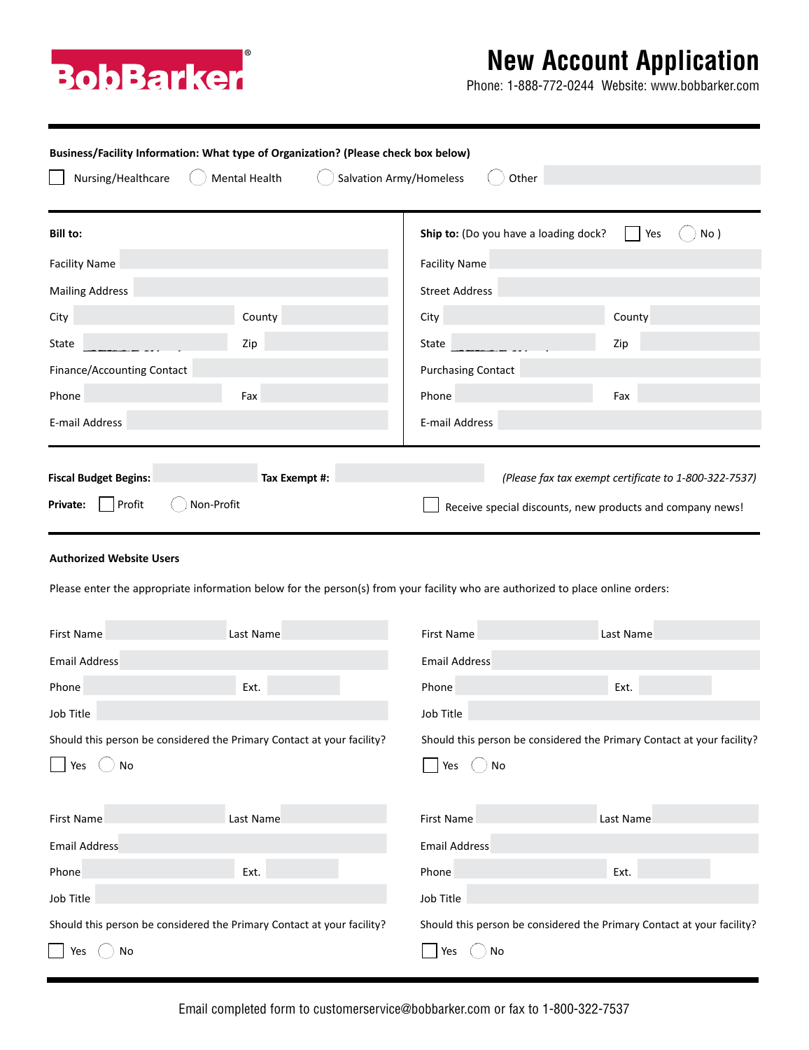# BobBarker®

# New Account Application

Phone: 1-888-772-0244 Website: www.bobbarker.com

**Business/Facility Information: What type of Organization? (Please check box below)**

☐ Nursing/Healthcare ◯ Mental Health ◯ Salvation Army/Homeless ◯ Other

**Bill to:**

Facility Name

Mailing Address

City County

State Zip

Finance/Accounting Contact

Phone Fax

E-mail Address

**Ship to:** (Do you have a loading dock? ☐ Yes ◯ No )

Facility Name

Street Address

City County

State Zip

Purchasing Contact

Phone Fax

E-mail Address

**Fiscal Budget Begins:** **Tax Exempt #:** *(Please fax tax exempt certificate to 1-800-322-7537)*

**Private:** ☐ Profit ◯ Non-Profit

☐ Receive special discounts, new products and company news!

**Authorized Website Users**

Please enter the appropriate information below for the person(s) from your facility who are authorized to place online orders:

First Name Last Name

Email Address

Phone Ext.

Job Title

Should this person be considered the Primary Contact at your facility?

☐ Yes ◯ No

First Name Last Name

Email Address

Phone Ext.

Job Title

Should this person be considered the Primary Contact at your facility?

☐ Yes ◯ No

First Name Last Name

Email Address

Phone Ext.

Job Title

Should this person be considered the Primary Contact at your facility?

☐ Yes ◯ No

First Name Last Name

Email Address

Phone Ext.

Job Title

Should this person be considered the Primary Contact at your facility?

☐ Yes ◯ No

Email completed form to customerservice@bobbarker.com or fax to 1-800-322-7537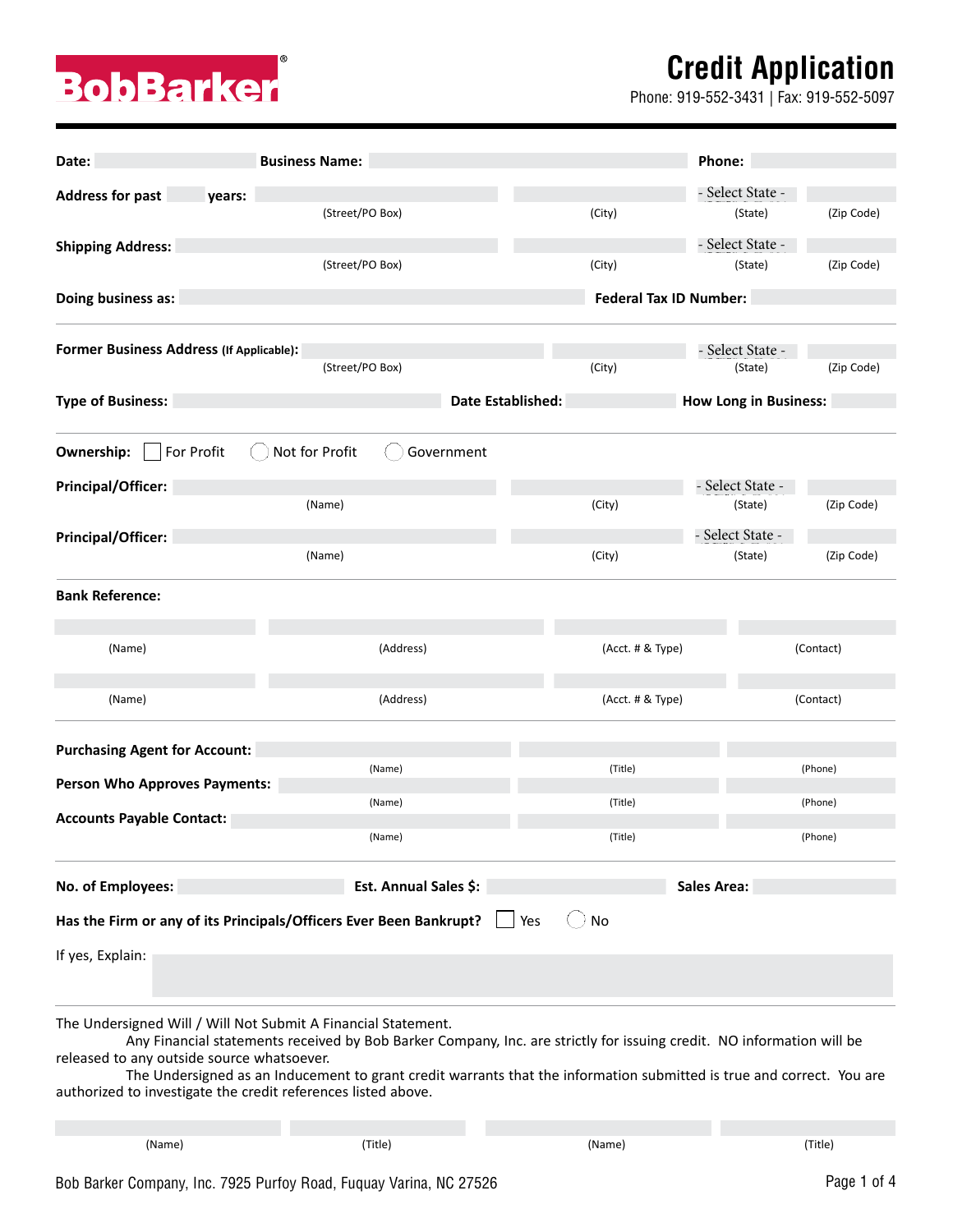BobBarker®

# Credit Application

Phone: 919-552-3431 | Fax: 919-552-5097

**Date:** ______ **Business Name:** ______ **Phone:** ______

**Address for past** ____ **years:** ______ (Street/PO Box) ______ (City) - Select State - (State) ______ (Zip Code)

**Shipping Address:** ______ (Street/PO Box) ______ (City) - Select State - (State) ______ (Zip Code)

**Doing business as:** ______ **Federal Tax ID Number:** ______

**Former Business Address (If Applicable):** ______ (Street/PO Box) ______ (City) - Select State - (State) ______ (Zip Code)

**Type of Business:** ______ **Date Established:** ______ **How Long in Business:** ______

**Ownership:** ☐ For Profit ◯ Not for Profit ◯ Government

**Principal/Officer:** ______ (Name) ______ (City) - Select State - (State) ______ (Zip Code)

**Principal/Officer:** ______ (Name) ______ (City) - Select State - (State) ______ (Zip Code)

**Bank Reference:**

| (Name) | (Address) | (Acct. # & Type) | (Contact) |
|---|---|---|---|
| | | | |
| | | | |

| | (Name) | (Title) | (Phone) |
|---|---|---|---|
| **Purchasing Agent for Account:** | | | |
| **Person Who Approves Payments:** | | | |
| **Accounts Payable Contact:** | | | |

**No. of Employees:** ______ **Est. Annual Sales $:** ______ **Sales Area:** ______

**Has the Firm or any of its Principals/Officers Ever Been Bankrupt?** ☐ Yes ◯ No

If yes, Explain: ______

The Undersigned Will / Will Not Submit A Financial Statement.

Any Financial statements received by Bob Barker Company, Inc. are strictly for issuing credit. NO information will be released to any outside source whatsoever.

The Undersigned as an Inducement to grant credit warrants that the information submitted is true and correct. You are authorized to investigate the credit references listed above.

| (Name) | (Title) | (Name) | (Title) |
|---|---|---|---|
| | | | |

Bob Barker Company, Inc. 7925 Purfoy Road, Fuquay Varina, NC 27526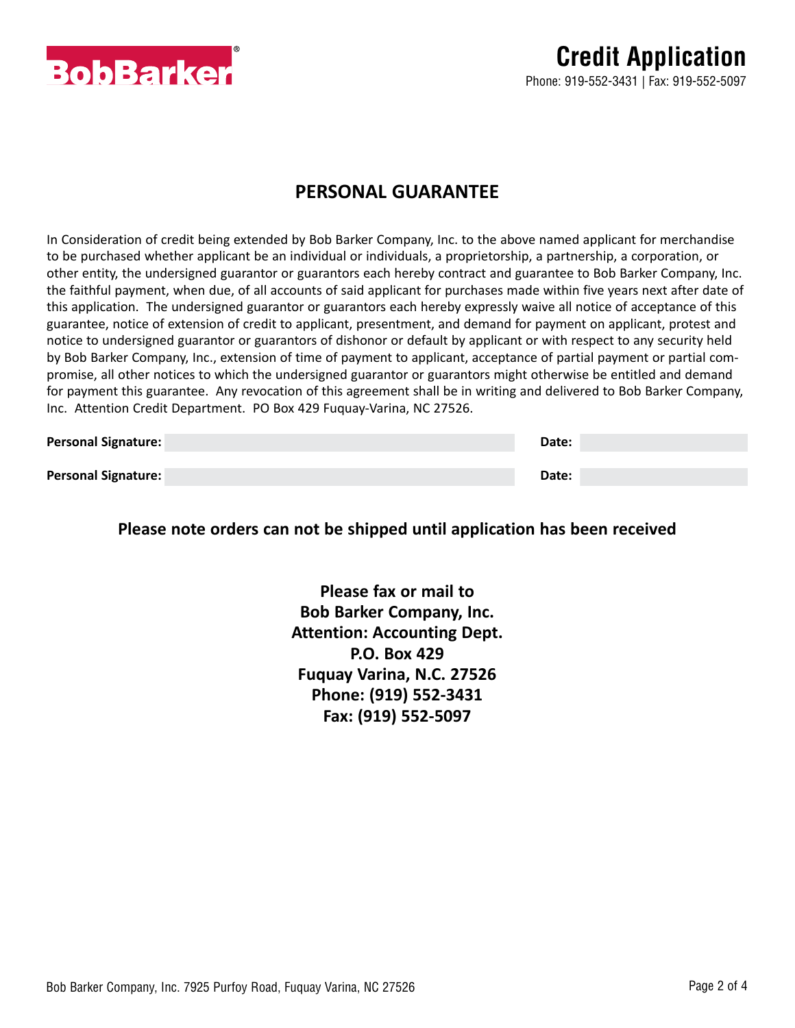BobBarker®

# Credit Application

Phone: 919-552-3431 | Fax: 919-552-5097

## PERSONAL GUARANTEE

In Consideration of credit being extended by Bob Barker Company, Inc. to the above named applicant for merchandise to be purchased whether applicant be an individual or individuals, a proprietorship, a partnership, a corporation, or other entity, the undersigned guarantor or guarantors each hereby contract and guarantee to Bob Barker Company, Inc. the faithful payment, when due, of all accounts of said applicant for purchases made within five years next after date of this application. The undersigned guarantor or guarantors each hereby expressly waive all notice of acceptance of this guarantee, notice of extension of credit to applicant, presentment, and demand for payment on applicant, protest and notice to undersigned guarantor or guarantors of dishonor or default by applicant or with respect to any security held by Bob Barker Company, Inc., extension of time of payment to applicant, acceptance of partial payment or partial compromise, all other notices to which the undersigned guarantor or guarantors might otherwise be entitled and demand for payment this guarantee. Any revocation of this agreement shall be in writing and delivered to Bob Barker Company, Inc. Attention Credit Department. PO Box 429 Fuquay-Varina, NC 27526.

**Personal Signature:** ______________________ **Date:** __________

**Personal Signature:** ______________________ **Date:** __________

**Please note orders can not be shipped until application has been received**

**Please fax or mail to**
**Bob Barker Company, Inc.**
**Attention: Accounting Dept.**
**P.O. Box 429**
**Fuquay Varina, N.C. 27526**
**Phone: (919) 552-3431**
**Fax: (919) 552-5097**

Bob Barker Company, Inc. 7925 Purfoy Road, Fuquay Varina, NC 27526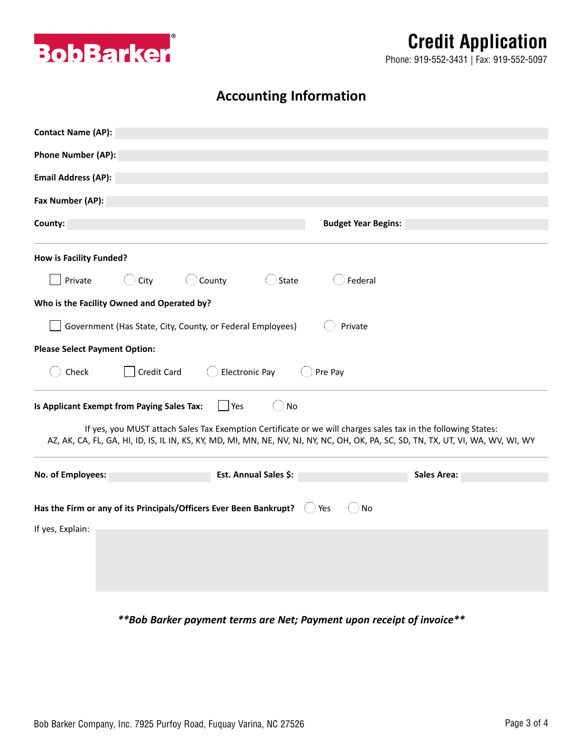# Credit Application

Phone: 919-552-3431 | Fax: 919-552-5097

## Accounting Information

**Contact Name (AP):**

**Phone Number (AP):**

**Email Address (AP):**

**Fax Number (AP):**

**County:** **Budget Year Begins:**

**How is Facility Funded?**

☐ Private ◯ City ◯ County ◯ State ◯ Federal

**Who is the Facility Owned and Operated by?**

☐ Government (Has State, City, County, or Federal Employees) ◯ Private

**Please Select Payment Option:**

◯ Check ☐ Credit Card ◯ Electronic Pay ◯ Pre Pay

**Is Applicant Exempt from Paying Sales Tax:** ☐ Yes ◯ No

If yes, you MUST attach Sales Tax Exemption Certificate or we will charges sales tax in the following States: AZ, AK, CA, FL, GA, HI, ID, IS, IL IN, KS, KY, MD, MI, MN, NE, NV, NJ, NY, NC, OH, OK, PA, SC, SD, TN, TX, UT, VI, WA, WV, WI, WY

**No. of Employees:** **Est. Annual Sales $:** **Sales Area:**

**Has the Firm or any of its Principals/Officers Ever Been Bankrupt?** ◯ Yes ◯ No

If yes, Explain:

***\*\*Bob Barker payment terms are Net; Payment upon receipt of invoice\*\****

Bob Barker Company, Inc. 7925 Purfoy Road, Fuquay Varina, NC 27526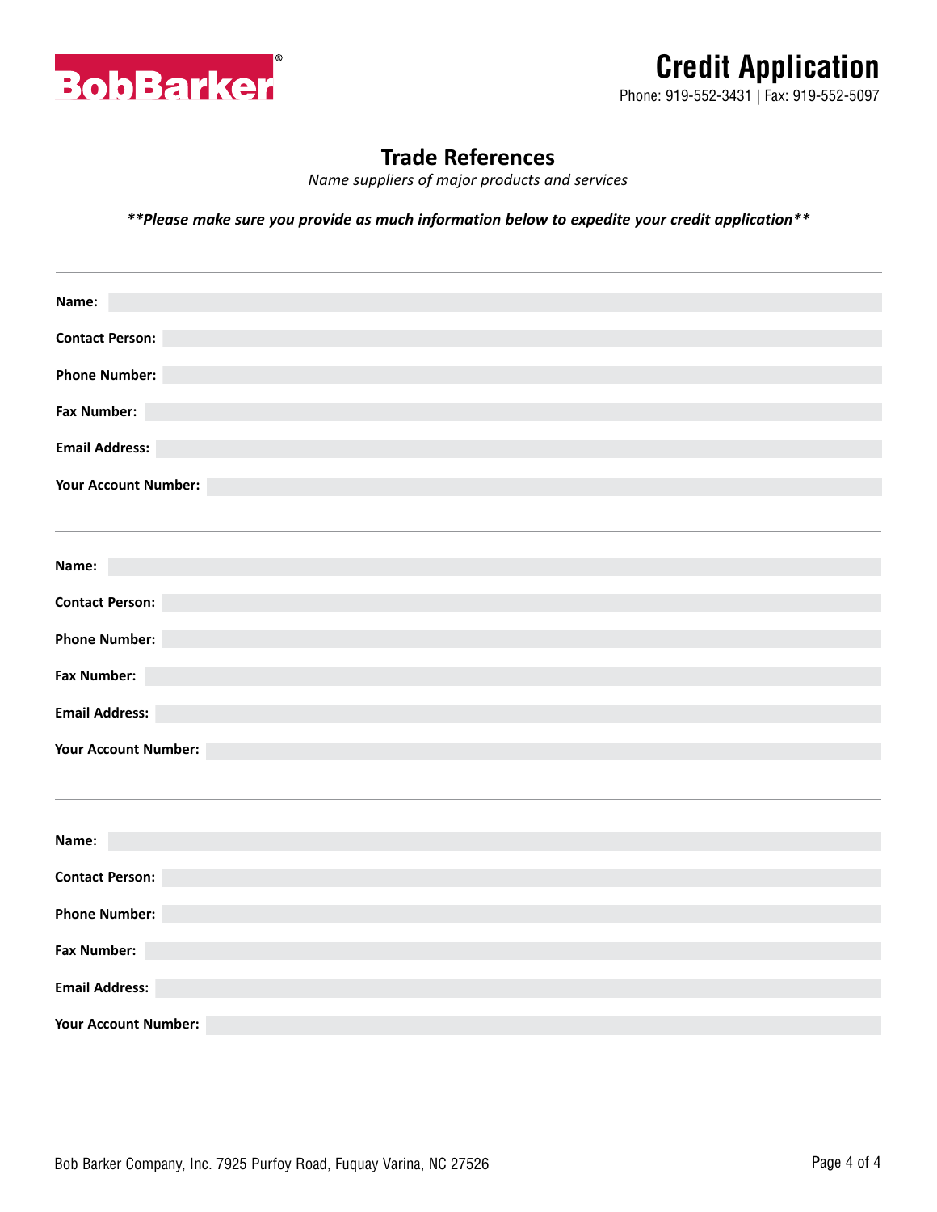## Trade References

*Name suppliers of major products and services*

***\*Please make sure you provide as much information below to expedite your credit application\*\****

---

**Name:**

**Contact Person:**

**Phone Number:**

**Fax Number:**

**Email Address:**

**Your Account Number:**

---

**Name:**

**Contact Person:**

**Phone Number:**

**Fax Number:**

**Email Address:**

**Your Account Number:**

---

**Name:**

**Contact Person:**

**Phone Number:**

**Fax Number:**

**Email Address:**

**Your Account Number:**